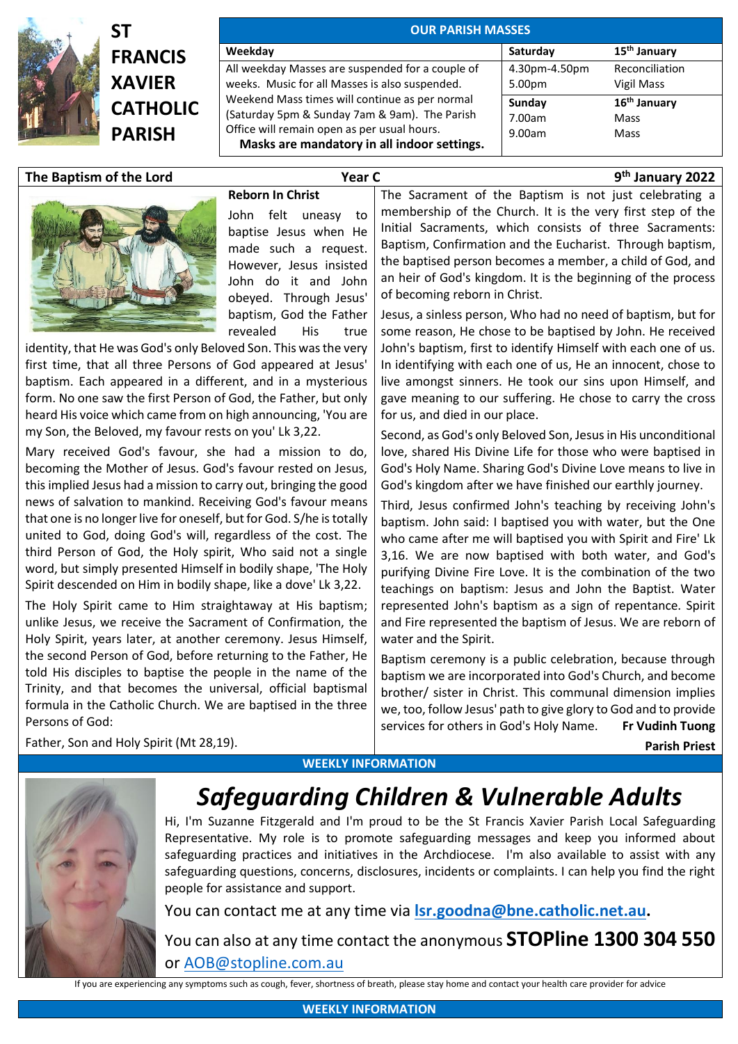# ST FRANCIS XAVIER CATHOLIC PARISH

## OUR PARISH MASSES

| Weekday | Saturday | 15th January |
|---|---|---|
| All weekday Masses are suspended for a couple of weeks. Music for all Masses is also suspended. Weekend Mass times will continue as per normal (Saturday 5pm & Sunday 7am & 9am). The Parish Office will remain open as per usual hours. **Masks are mandatory in all indoor settings.** | 4.30pm-4.50pm | Reconciliation |
| | 5.00pm | Vigil Mass |
| | **Sunday** | **16th January** |
| | 7.00am | Mass |
| | 9.00am | Mass |

**The Baptism of the Lord** — **Year C** — **9th January 2022**

### Reborn In Christ

John felt uneasy to baptise Jesus when He made such a request. However, Jesus insisted John do it and John obeyed. Through Jesus' baptism, God the Father revealed His true identity, that He was God's only Beloved Son. This was the very first time, that all three Persons of God appeared at Jesus' baptism. Each appeared in a different, and in a mysterious form. No one saw the first Person of God, the Father, but only heard His voice which came from on high announcing, 'You are my Son, the Beloved, my favour rests on you' Lk 3,22.

Mary received God's favour, she had a mission to do, becoming the Mother of Jesus. God's favour rested on Jesus, this implied Jesus had a mission to carry out, bringing the good news of salvation to mankind. Receiving God's favour means that one is no longer live for oneself, but for God. S/he is totally united to God, doing God's will, regardless of the cost. The third Person of God, the Holy spirit, Who said not a single word, but simply presented Himself in bodily shape, 'The Holy Spirit descended on Him in bodily shape, like a dove' Lk 3,22.

The Holy Spirit came to Him straightaway at His baptism; unlike Jesus, we receive the Sacrament of Confirmation, the Holy Spirit, years later, at another ceremony. Jesus Himself, the second Person of God, before returning to the Father, He told His disciples to baptise the people in the name of the Trinity, and that becomes the universal, official baptismal formula in the Catholic Church. We are baptised in the three Persons of God:

Father, Son and Holy Spirit (Mt 28,19).

The Sacrament of the Baptism is not just celebrating a membership of the Church. It is the very first step of the Initial Sacraments, which consists of three Sacraments: Baptism, Confirmation and the Eucharist. Through baptism, the baptised person becomes a member, a child of God, and an heir of God's kingdom. It is the beginning of the process of becoming reborn in Christ.

Jesus, a sinless person, Who had no need of baptism, but for some reason, He chose to be baptised by John. He received John's baptism, first to identify Himself with each one of us. In identifying with each one of us, He an innocent, chose to live amongst sinners. He took our sins upon Himself, and gave meaning to our suffering. He chose to carry the cross for us, and died in our place.

Second, as God's only Beloved Son, Jesus in His unconditional love, shared His Divine Life for those who were baptised in God's Holy Name. Sharing God's Divine Love means to live in God's kingdom after we have finished our earthly journey.

Third, Jesus confirmed John's teaching by receiving John's baptism. John said: I baptised you with water, but the One who came after me will baptised you with Spirit and Fire' Lk 3,16. We are now baptised with both water, and God's purifying Divine Fire Love. It is the combination of the two teachings on baptism: Jesus and John the Baptist. Water represented John's baptism as a sign of repentance. Spirit and Fire represented the baptism of Jesus. We are reborn of water and the Spirit.

Baptism ceremony is a public celebration, because through baptism we are incorporated into God's Church, and become brother/ sister in Christ. This communal dimension implies we, too, follow Jesus' path to give glory to God and to provide services for others in God's Holy Name.

**Fr Vudinh Tuong**
**Parish Priest**

## WEEKLY INFORMATION

# *Safeguarding Children & Vulnerable Adults*

Hi, I'm Suzanne Fitzgerald and I'm proud to be the St Francis Xavier Parish Local Safeguarding Representative. My role is to promote safeguarding messages and keep you informed about safeguarding practices and initiatives in the Archdiocese. I'm also available to assist with any safeguarding questions, concerns, disclosures, incidents or complaints. I can help you find the right people for assistance and support.

You can contact me at any time via **lsr.goodna@bne.catholic.net.au**.

You can also at any time contact the anonymous **STOPline 1300 304 550** or AOB@stopline.com.au

If you are experiencing any symptoms such as cough, fever, shortness of breath, please stay home and contact your health care provider for advice

## WEEKLY INFORMATION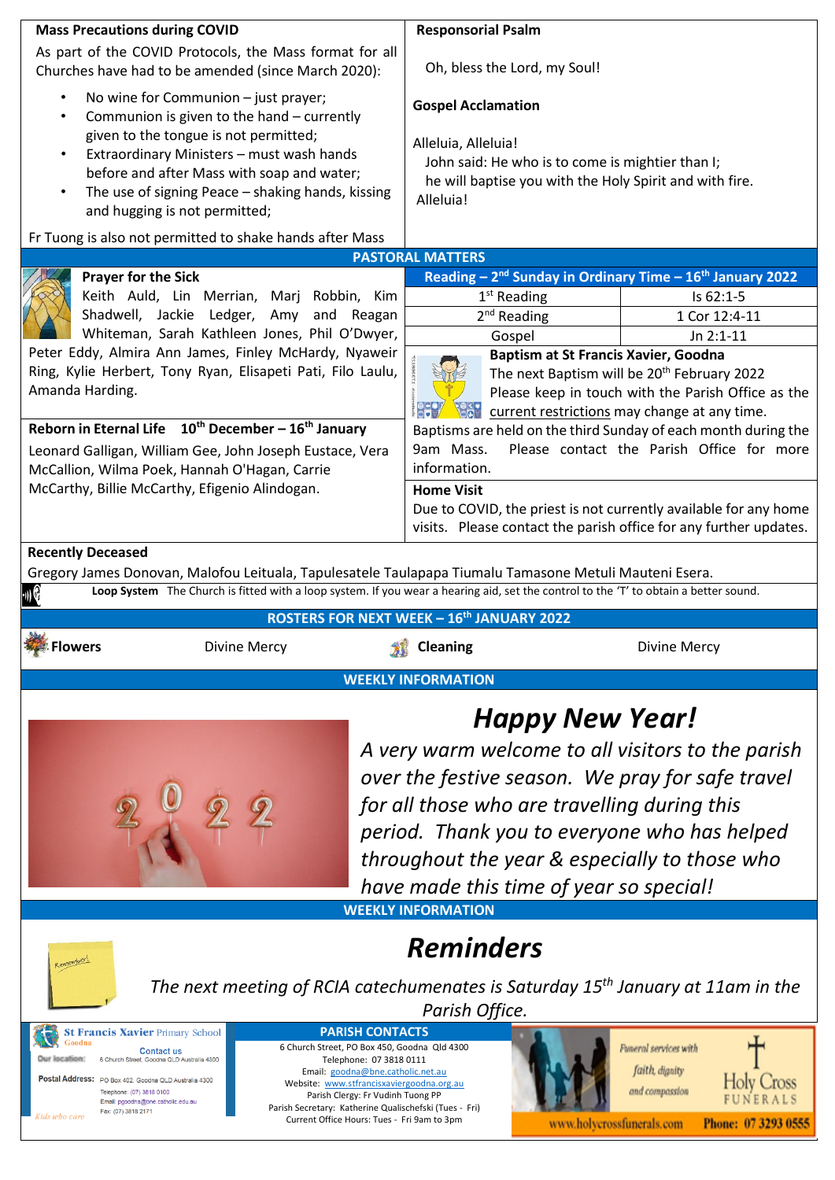## Mass Precautions during COVID

As part of the COVID Protocols, the Mass format for all Churches have had to be amended (since March 2020):

- No wine for Communion – just prayer;
- Communion is given to the hand – currently given to the tongue is not permitted;
- Extraordinary Ministers – must wash hands before and after Mass with soap and water;
- The use of signing Peace – shaking hands, kissing and hugging is not permitted;

Fr Tuong is also not permitted to shake hands after Mass

## Responsorial Psalm

Oh, bless the Lord, my Soul!

## Gospel Acclamation

Alleluia, Alleluia!
John said: He who is to come is mightier than I;
he will baptise you with the Holy Spirit and with fire.
Alleluia!

## PASTORAL MATTERS

### Prayer for the Sick

Keith Auld, Lin Merrian, Marj Robbin, Kim Shadwell, Jackie Ledger, Amy and Reagan Whiteman, Sarah Kathleen Jones, Phil O'Dwyer, Peter Eddy, Almira Ann James, Finley McHardy, Nyaweir Ring, Kylie Herbert, Tony Ryan, Elisapeti Pati, Filo Laulu, Amanda Harding.

### Reading – 2nd Sunday in Ordinary Time – 16th January 2022

| | |
|---|---|
| 1st Reading | Is 62:1-5 |
| 2nd Reading | 1 Cor 12:4-11 |
| Gospel | Jn 2:1-11 |

### Baptism at St Francis Xavier, Goodna

The next Baptism will be 20th February 2022
Please keep in touch with the Parish Office as the current restrictions may change at any time.
Baptisms are held on the third Sunday of each month during the 9am Mass. Please contact the Parish Office for more information.

### Reborn in Eternal Life 10th December – 16th January

Leonard Galligan, William Gee, John Joseph Eustace, Vera McCallion, Wilma Poek, Hannah O'Hagan, Carrie McCarthy, Billie McCarthy, Efigenio Alindogan.

### Home Visit

Due to COVID, the priest is not currently available for any home visits. Please contact the parish office for any further updates.

### Recently Deceased

Gregory James Donovan, Malofou Leituala, Tapulesatele Taulapapa Tiumalu Tamasone Metuli Mauteni Esera.

**Loop System** The Church is fitted with a loop system. If you wear a hearing aid, set the control to the 'T' to obtain a better sound.

## ROSTERS FOR NEXT WEEK – 16th JANUARY 2022

| | | | |
|---|---|---|---|
| **Flowers** | Divine Mercy | **Cleaning** | Divine Mercy |

## WEEKLY INFORMATION

# *Happy New Year!*

*A very warm welcome to all visitors to the parish over the festive season. We pray for safe travel for all those who are travelling during this period. Thank you to everyone who has helped throughout the year & especially to those who have made this time of year so special!*

## WEEKLY INFORMATION

# *Reminders*

*The next meeting of RCIA catechumenates is Saturday 15th January at 11am in the Parish Office.*

**St Francis Xavier Primary School** Goodna
Contact us
Our location: 6 Church Street, Goodna QLD Australia 4300
Postal Address: PO Box 402, Goodna QLD Australia 4300
Telephone: (07) 3818 0100
Email: pgoodna@bne.catholic.edu.au
Fax: (07) 3818 2171
Kids who care

## PARISH CONTACTS

6 Church Street, PO Box 450, Goodna Qld 4300
Telephone: 07 3818 0111
Email: goodna@bne.catholic.net.au
Website: www.stfrancisxaviergoodna.org.au
Parish Clergy: Fr Vudinh Tuong PP
Parish Secretary: Katherine Qualischefski (Tues - Fri)
Current Office Hours: Tues - Fri 9am to 3pm

Funeral services with faith, dignity and compassion
Holy Cross FUNERALS
www.holycrossfunerals.com Phone: 07 3293 0555